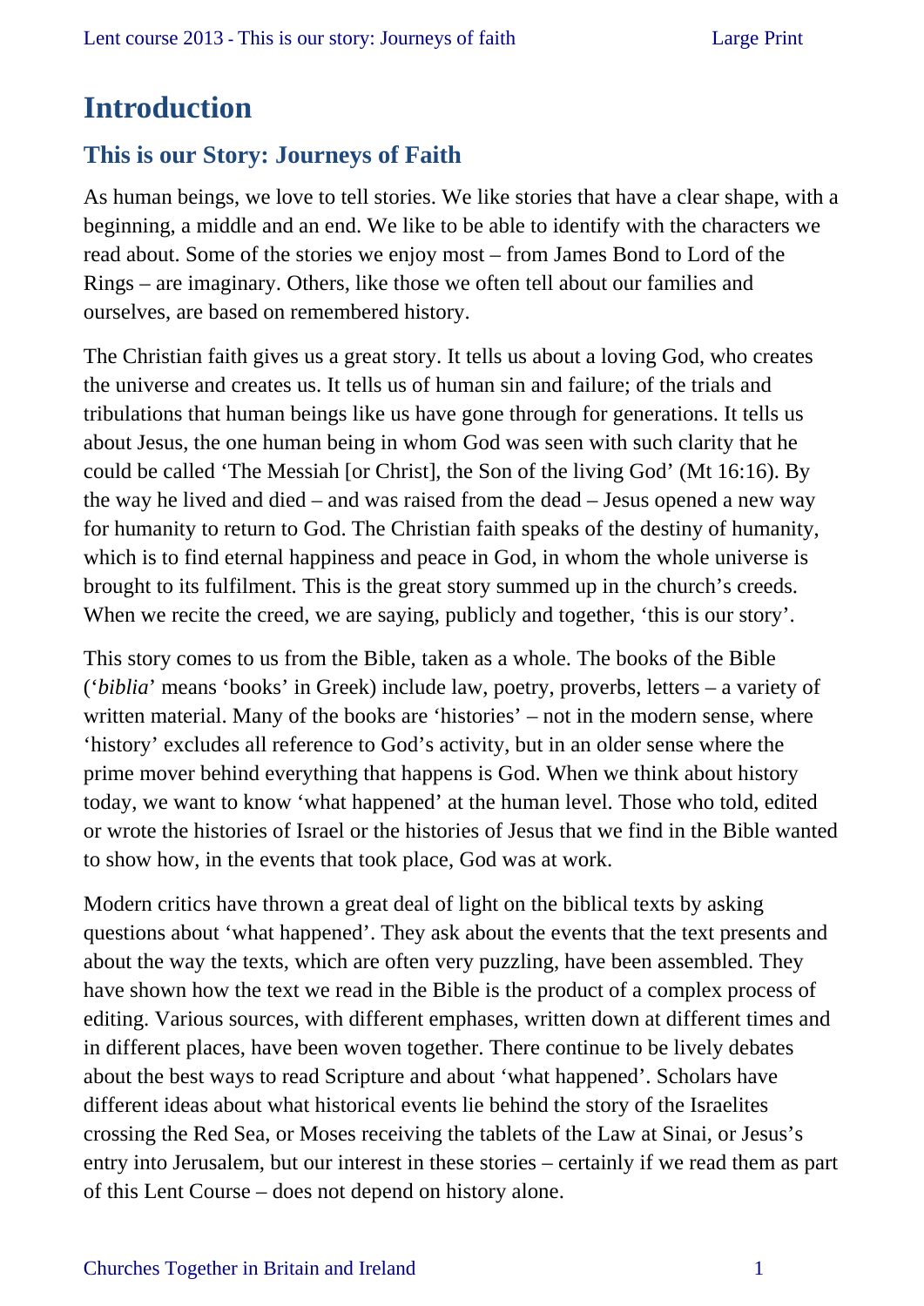# Introduction

## This is our Story: Journeys of Faith

As human beings, we love to tell stories. We like stories that have a clear shape, with a beginning, a middle and an end. We like to be able to identify with the characters we read about. Some of the stories we enjoy most – from James Bond to Lord of the Rings – are imaginary. Others, like those we often tell about our families and ourselves, are based on remembered history.

The Christian faith gives us a great story. It tells us about a loving God, who creates the universe and creates us. It tells us of human sin and failure; of the trials and tribulations that human beings like us have gone through for generations. It tells us about Jesus, the one human being in whom God was seen with such clarity that he could be called 'The Messiah [or Christ], the Son of the living God' (Mt 16:16). By the way he lived and died – and was raised from the dead – Jesus opened a new way for humanity to return to God. The Christian faith speaks of the destiny of humanity, which is to find eternal happiness and peace in God, in whom the whole universe is brought to its fulfilment. This is the great story summed up in the church's creeds. When we recite the creed, we are saying, publicly and together, 'this is our story'.

This story comes to us from the Bible, taken as a whole. The books of the Bible ('*biblia*' means 'books' in Greek) include law, poetry, proverbs, letters – a variety of written material. Many of the books are 'histories' – not in the modern sense, where 'history' excludes all reference to God's activity, but in an older sense where the prime mover behind everything that happens is God. When we think about history today, we want to know 'what happened' at the human level. Those who told, edited or wrote the histories of Israel or the histories of Jesus that we find in the Bible wanted to show how, in the events that took place, God was at work.

Modern critics have thrown a great deal of light on the biblical texts by asking questions about 'what happened'. They ask about the events that the text presents and about the way the texts, which are often very puzzling, have been assembled. They have shown how the text we read in the Bible is the product of a complex process of editing. Various sources, with different emphases, written down at different times and in different places, have been woven together. There continue to be lively debates about the best ways to read Scripture and about 'what happened'. Scholars have different ideas about what historical events lie behind the story of the Israelites crossing the Red Sea, or Moses receiving the tablets of the Law at Sinai, or Jesus's entry into Jerusalem, but our interest in these stories – certainly if we read them as part of this Lent Course – does not depend on history alone.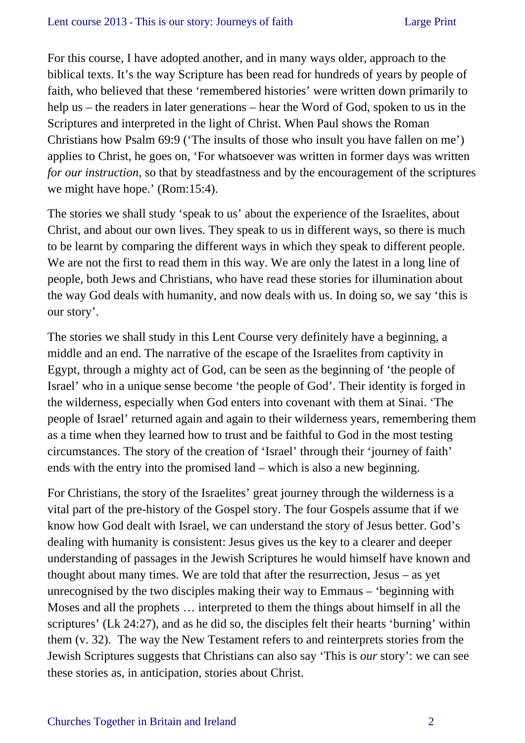For this course, I have adopted another, and in many ways older, approach to the biblical texts. It's the way Scripture has been read for hundreds of years by people of faith, who believed that these 'remembered histories' were written down primarily to help us – the readers in later generations – hear the Word of God, spoken to us in the Scriptures and interpreted in the light of Christ. When Paul shows the Roman Christians how Psalm 69:9 ('The insults of those who insult you have fallen on me') applies to Christ, he goes on, 'For whatsoever was written in former days was written *for our instruction*, so that by steadfastness and by the encouragement of the scriptures we might have hope.' (Rom:15:4).

The stories we shall study 'speak to us' about the experience of the Israelites, about Christ, and about our own lives. They speak to us in different ways, so there is much to be learnt by comparing the different ways in which they speak to different people. We are not the first to read them in this way. We are only the latest in a long line of people, both Jews and Christians, who have read these stories for illumination about the way God deals with humanity, and now deals with us. In doing so, we say 'this is our story'.

The stories we shall study in this Lent Course very definitely have a beginning, a middle and an end. The narrative of the escape of the Israelites from captivity in Egypt, through a mighty act of God, can be seen as the beginning of 'the people of Israel' who in a unique sense become 'the people of God'. Their identity is forged in the wilderness, especially when God enters into covenant with them at Sinai. 'The people of Israel' returned again and again to their wilderness years, remembering them as a time when they learned how to trust and be faithful to God in the most testing circumstances. The story of the creation of 'Israel' through their 'journey of faith' ends with the entry into the promised land – which is also a new beginning.

For Christians, the story of the Israelites' great journey through the wilderness is a vital part of the pre-history of the Gospel story. The four Gospels assume that if we know how God dealt with Israel, we can understand the story of Jesus better. God's dealing with humanity is consistent: Jesus gives us the key to a clearer and deeper understanding of passages in the Jewish Scriptures he would himself have known and thought about many times. We are told that after the resurrection, Jesus – as yet unrecognised by the two disciples making their way to Emmaus – 'beginning with Moses and all the prophets … interpreted to them the things about himself in all the scriptures' (Lk 24:27), and as he did so, the disciples felt their hearts 'burning' within them (v. 32). The way the New Testament refers to and reinterprets stories from the Jewish Scriptures suggests that Christians can also say 'This is *our* story': we can see these stories as, in anticipation, stories about Christ.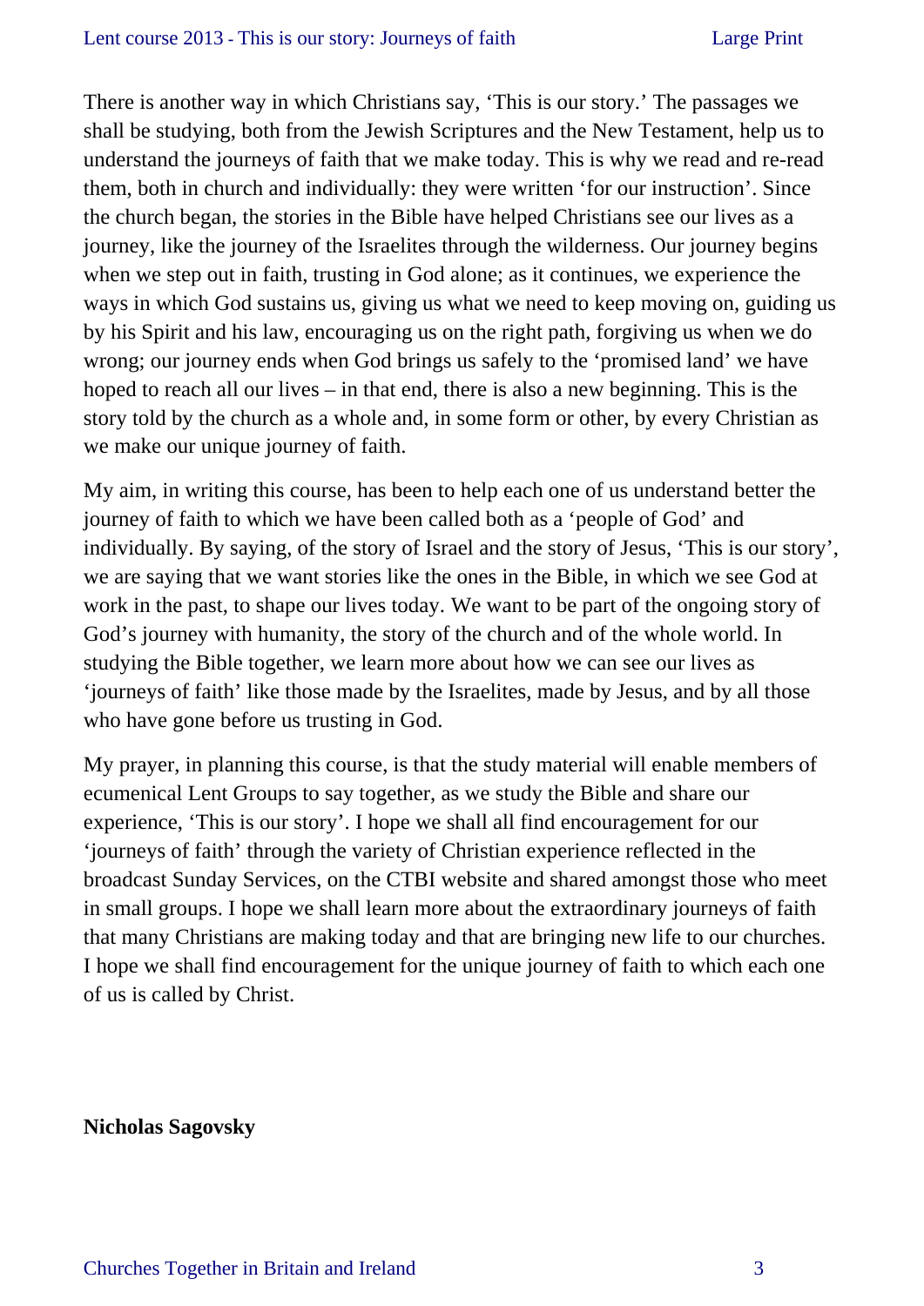There is another way in which Christians say, 'This is our story.' The passages we shall be studying, both from the Jewish Scriptures and the New Testament, help us to understand the journeys of faith that we make today. This is why we read and re-read them, both in church and individually: they were written 'for our instruction'. Since the church began, the stories in the Bible have helped Christians see our lives as a journey, like the journey of the Israelites through the wilderness. Our journey begins when we step out in faith, trusting in God alone; as it continues, we experience the ways in which God sustains us, giving us what we need to keep moving on, guiding us by his Spirit and his law, encouraging us on the right path, forgiving us when we do wrong; our journey ends when God brings us safely to the 'promised land' we have hoped to reach all our lives – in that end, there is also a new beginning. This is the story told by the church as a whole and, in some form or other, by every Christian as we make our unique journey of faith.

My aim, in writing this course, has been to help each one of us understand better the journey of faith to which we have been called both as a 'people of God' and individually. By saying, of the story of Israel and the story of Jesus, 'This is our story', we are saying that we want stories like the ones in the Bible, in which we see God at work in the past, to shape our lives today. We want to be part of the ongoing story of God's journey with humanity, the story of the church and of the whole world. In studying the Bible together, we learn more about how we can see our lives as 'journeys of faith' like those made by the Israelites, made by Jesus, and by all those who have gone before us trusting in God.

My prayer, in planning this course, is that the study material will enable members of ecumenical Lent Groups to say together, as we study the Bible and share our experience, 'This is our story'. I hope we shall all find encouragement for our 'journeys of faith' through the variety of Christian experience reflected in the broadcast Sunday Services, on the CTBI website and shared amongst those who meet in small groups. I hope we shall learn more about the extraordinary journeys of faith that many Christians are making today and that are bringing new life to our churches. I hope we shall find encouragement for the unique journey of faith to which each one of us is called by Christ.

**Nicholas Sagovsky**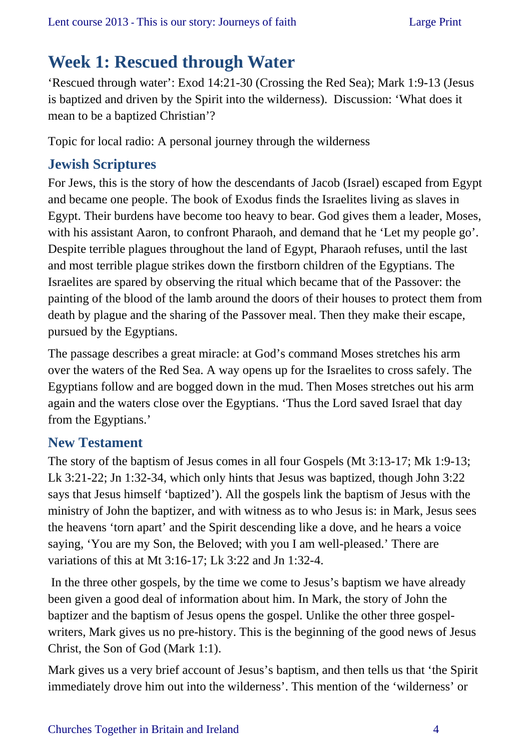# Week 1: Rescued through Water

'Rescued through water': Exod 14:21-30 (Crossing the Red Sea); Mark 1:9-13 (Jesus is baptized and driven by the Spirit into the wilderness). Discussion: 'What does it mean to be a baptized Christian'?

Topic for local radio: A personal journey through the wilderness

## Jewish Scriptures

For Jews, this is the story of how the descendants of Jacob (Israel) escaped from Egypt and became one people. The book of Exodus finds the Israelites living as slaves in Egypt. Their burdens have become too heavy to bear. God gives them a leader, Moses, with his assistant Aaron, to confront Pharaoh, and demand that he 'Let my people go'. Despite terrible plagues throughout the land of Egypt, Pharaoh refuses, until the last and most terrible plague strikes down the firstborn children of the Egyptians. The Israelites are spared by observing the ritual which became that of the Passover: the painting of the blood of the lamb around the doors of their houses to protect them from death by plague and the sharing of the Passover meal. Then they make their escape, pursued by the Egyptians.

The passage describes a great miracle: at God's command Moses stretches his arm over the waters of the Red Sea. A way opens up for the Israelites to cross safely. The Egyptians follow and are bogged down in the mud. Then Moses stretches out his arm again and the waters close over the Egyptians. 'Thus the Lord saved Israel that day from the Egyptians.'

## New Testament

The story of the baptism of Jesus comes in all four Gospels (Mt 3:13-17; Mk 1:9-13; Lk 3:21-22; Jn 1:32-34, which only hints that Jesus was baptized, though John 3:22 says that Jesus himself 'baptized'). All the gospels link the baptism of Jesus with the ministry of John the baptizer, and with witness as to who Jesus is: in Mark, Jesus sees the heavens 'torn apart' and the Spirit descending like a dove, and he hears a voice saying, 'You are my Son, the Beloved; with you I am well-pleased.' There are variations of this at Mt 3:16-17; Lk 3:22 and Jn 1:32-4.

In the three other gospels, by the time we come to Jesus's baptism we have already been given a good deal of information about him. In Mark, the story of John the baptizer and the baptism of Jesus opens the gospel. Unlike the other three gospel-writers, Mark gives us no pre-history. This is the beginning of the good news of Jesus Christ, the Son of God (Mark 1:1).

Mark gives us a very brief account of Jesus's baptism, and then tells us that 'the Spirit immediately drove him out into the wilderness'. This mention of the 'wilderness' or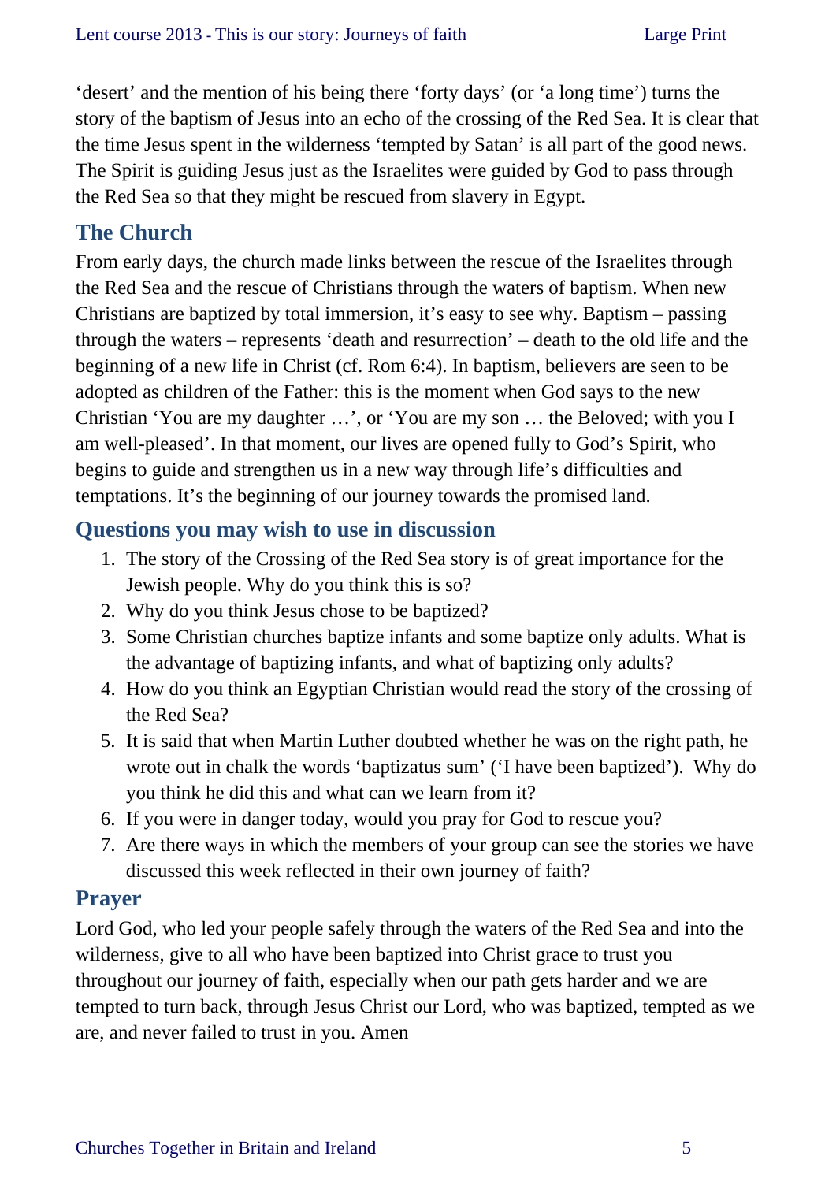'desert' and the mention of his being there 'forty days' (or 'a long time') turns the story of the baptism of Jesus into an echo of the crossing of the Red Sea. It is clear that the time Jesus spent in the wilderness 'tempted by Satan' is all part of the good news. The Spirit is guiding Jesus just as the Israelites were guided by God to pass through the Red Sea so that they might be rescued from slavery in Egypt.

## The Church

From early days, the church made links between the rescue of the Israelites through the Red Sea and the rescue of Christians through the waters of baptism. When new Christians are baptized by total immersion, it's easy to see why. Baptism – passing through the waters – represents 'death and resurrection' – death to the old life and the beginning of a new life in Christ (cf. Rom 6:4). In baptism, believers are seen to be adopted as children of the Father: this is the moment when God says to the new Christian 'You are my daughter …', or 'You are my son … the Beloved; with you I am well-pleased'. In that moment, our lives are opened fully to God's Spirit, who begins to guide and strengthen us in a new way through life's difficulties and temptations. It's the beginning of our journey towards the promised land.

## Questions you may wish to use in discussion

1. The story of the Crossing of the Red Sea story is of great importance for the Jewish people. Why do you think this is so?
2. Why do you think Jesus chose to be baptized?
3. Some Christian churches baptize infants and some baptize only adults. What is the advantage of baptizing infants, and what of baptizing only adults?
4. How do you think an Egyptian Christian would read the story of the crossing of the Red Sea?
5. It is said that when Martin Luther doubted whether he was on the right path, he wrote out in chalk the words 'baptizatus sum' ('I have been baptized'). Why do you think he did this and what can we learn from it?
6. If you were in danger today, would you pray for God to rescue you?
7. Are there ways in which the members of your group can see the stories we have discussed this week reflected in their own journey of faith?

## Prayer

Lord God, who led your people safely through the waters of the Red Sea and into the wilderness, give to all who have been baptized into Christ grace to trust you throughout our journey of faith, especially when our path gets harder and we are tempted to turn back, through Jesus Christ our Lord, who was baptized, tempted as we are, and never failed to trust in you. Amen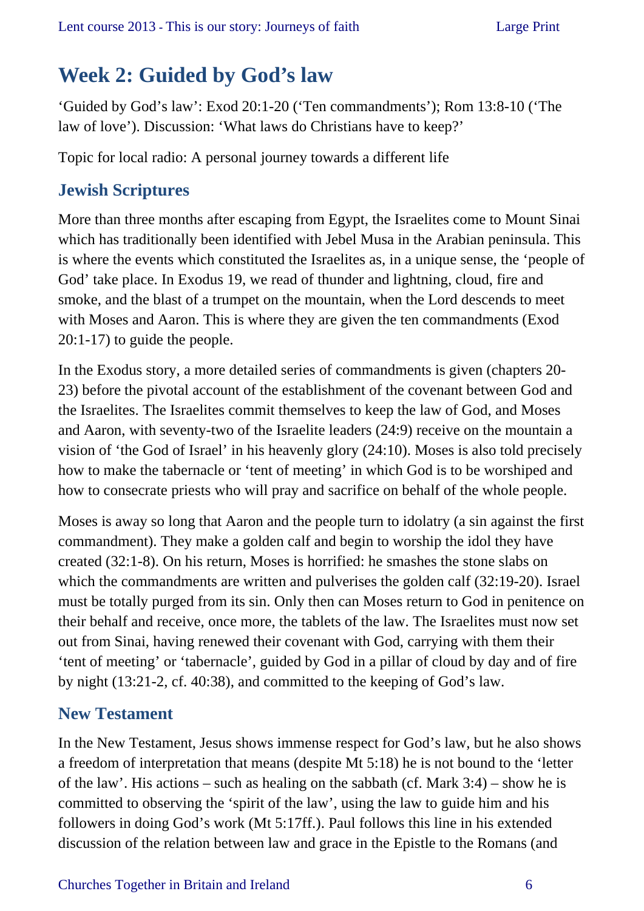# Week 2: Guided by God's law

'Guided by God's law': Exod 20:1-20 ('Ten commandments'); Rom 13:8-10 ('The law of love'). Discussion: 'What laws do Christians have to keep?'

Topic for local radio: A personal journey towards a different life

## Jewish Scriptures

More than three months after escaping from Egypt, the Israelites come to Mount Sinai which has traditionally been identified with Jebel Musa in the Arabian peninsula. This is where the events which constituted the Israelites as, in a unique sense, the 'people of God' take place. In Exodus 19, we read of thunder and lightning, cloud, fire and smoke, and the blast of a trumpet on the mountain, when the Lord descends to meet with Moses and Aaron. This is where they are given the ten commandments (Exod 20:1-17) to guide the people.

In the Exodus story, a more detailed series of commandments is given (chapters 20-23) before the pivotal account of the establishment of the covenant between God and the Israelites. The Israelites commit themselves to keep the law of God, and Moses and Aaron, with seventy-two of the Israelite leaders (24:9) receive on the mountain a vision of 'the God of Israel' in his heavenly glory (24:10). Moses is also told precisely how to make the tabernacle or 'tent of meeting' in which God is to be worshiped and how to consecrate priests who will pray and sacrifice on behalf of the whole people.

Moses is away so long that Aaron and the people turn to idolatry (a sin against the first commandment). They make a golden calf and begin to worship the idol they have created (32:1-8). On his return, Moses is horrified: he smashes the stone slabs on which the commandments are written and pulverises the golden calf (32:19-20). Israel must be totally purged from its sin. Only then can Moses return to God in penitence on their behalf and receive, once more, the tablets of the law. The Israelites must now set out from Sinai, having renewed their covenant with God, carrying with them their 'tent of meeting' or 'tabernacle', guided by God in a pillar of cloud by day and of fire by night (13:21-2, cf. 40:38), and committed to the keeping of God's law.

## New Testament

In the New Testament, Jesus shows immense respect for God's law, but he also shows a freedom of interpretation that means (despite Mt 5:18) he is not bound to the 'letter of the law'. His actions – such as healing on the sabbath (cf. Mark 3:4) – show he is committed to observing the 'spirit of the law', using the law to guide him and his followers in doing God's work (Mt 5:17ff.). Paul follows this line in his extended discussion of the relation between law and grace in the Epistle to the Romans (and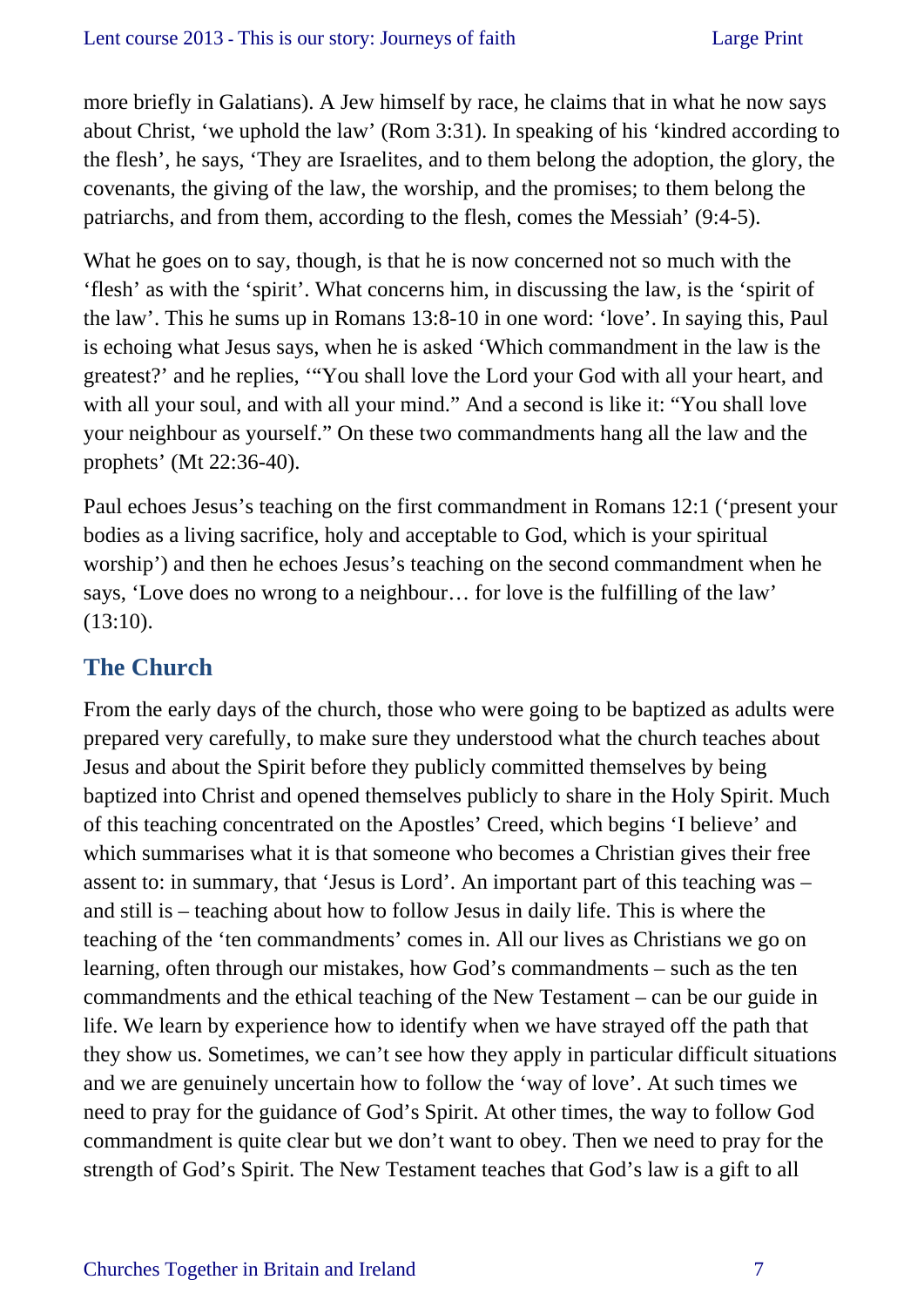more briefly in Galatians). A Jew himself by race, he claims that in what he now says about Christ, 'we uphold the law' (Rom 3:31). In speaking of his 'kindred according to the flesh', he says, 'They are Israelites, and to them belong the adoption, the glory, the covenants, the giving of the law, the worship, and the promises; to them belong the patriarchs, and from them, according to the flesh, comes the Messiah' (9:4-5).

What he goes on to say, though, is that he is now concerned not so much with the 'flesh' as with the 'spirit'. What concerns him, in discussing the law, is the 'spirit of the law'. This he sums up in Romans 13:8-10 in one word: 'love'. In saying this, Paul is echoing what Jesus says, when he is asked 'Which commandment in the law is the greatest?' and he replies, '"You shall love the Lord your God with all your heart, and with all your soul, and with all your mind." And a second is like it: "You shall love your neighbour as yourself." On these two commandments hang all the law and the prophets' (Mt 22:36-40).

Paul echoes Jesus's teaching on the first commandment in Romans 12:1 ('present your bodies as a living sacrifice, holy and acceptable to God, which is your spiritual worship') and then he echoes Jesus's teaching on the second commandment when he says, 'Love does no wrong to a neighbour… for love is the fulfilling of the law' (13:10).

## The Church

From the early days of the church, those who were going to be baptized as adults were prepared very carefully, to make sure they understood what the church teaches about Jesus and about the Spirit before they publicly committed themselves by being baptized into Christ and opened themselves publicly to share in the Holy Spirit. Much of this teaching concentrated on the Apostles' Creed, which begins 'I believe' and which summarises what it is that someone who becomes a Christian gives their free assent to: in summary, that 'Jesus is Lord'. An important part of this teaching was – and still is – teaching about how to follow Jesus in daily life. This is where the teaching of the 'ten commandments' comes in. All our lives as Christians we go on learning, often through our mistakes, how God's commandments – such as the ten commandments and the ethical teaching of the New Testament – can be our guide in life. We learn by experience how to identify when we have strayed off the path that they show us. Sometimes, we can't see how they apply in particular difficult situations and we are genuinely uncertain how to follow the 'way of love'. At such times we need to pray for the guidance of God's Spirit. At other times, the way to follow God commandment is quite clear but we don't want to obey. Then we need to pray for the strength of God's Spirit. The New Testament teaches that God's law is a gift to all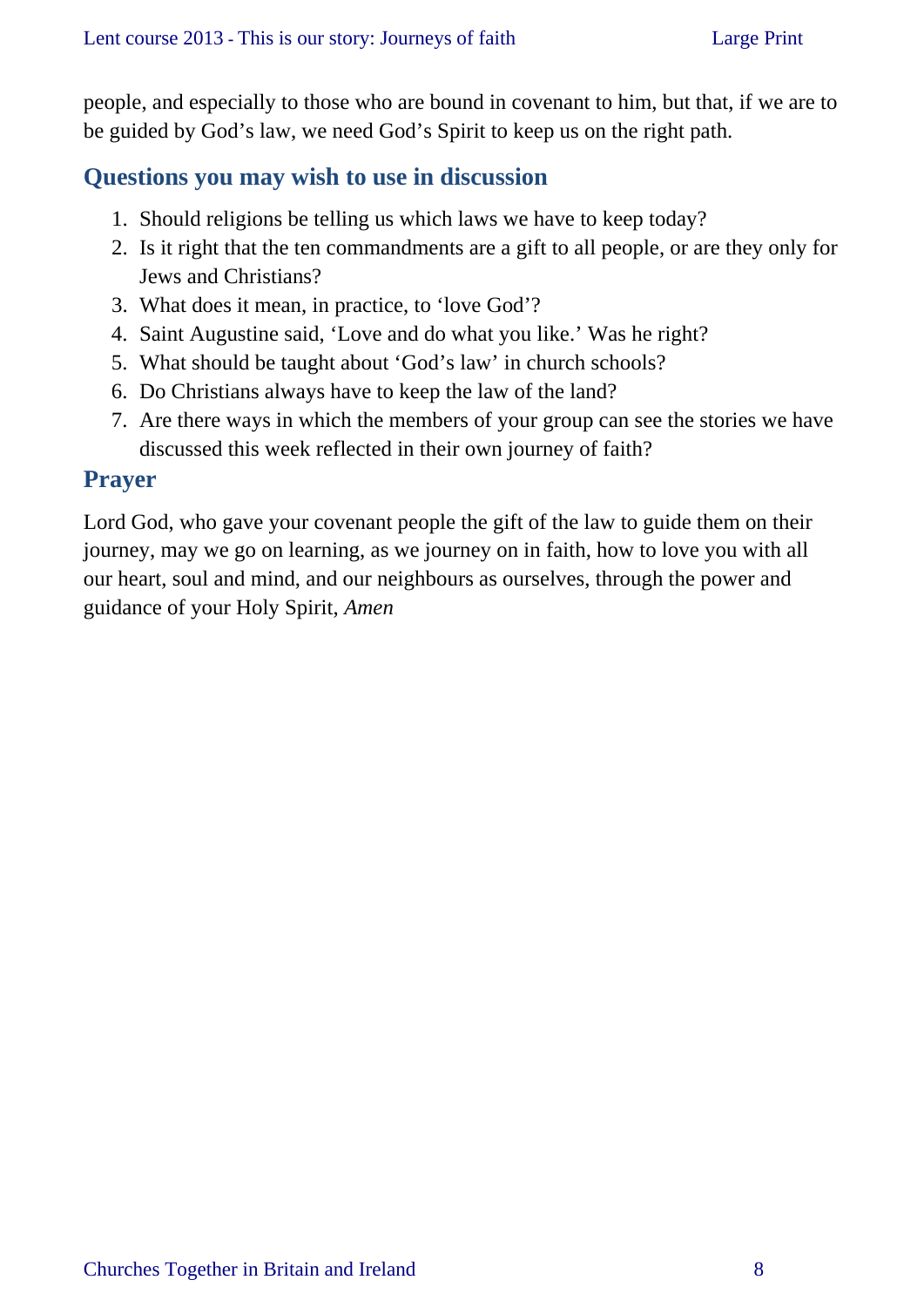people, and especially to those who are bound in covenant to him, but that, if we are to be guided by God's law, we need God's Spirit to keep us on the right path.

## Questions you may wish to use in discussion

1. Should religions be telling us which laws we have to keep today?
2. Is it right that the ten commandments are a gift to all people, or are they only for Jews and Christians?
3. What does it mean, in practice, to 'love God'?
4. Saint Augustine said, 'Love and do what you like.' Was he right?
5. What should be taught about 'God's law' in church schools?
6. Do Christians always have to keep the law of the land?
7. Are there ways in which the members of your group can see the stories we have discussed this week reflected in their own journey of faith?

## Prayer

Lord God, who gave your covenant people the gift of the law to guide them on their journey, may we go on learning, as we journey on in faith, how to love you with all our heart, soul and mind, and our neighbours as ourselves, through the power and guidance of your Holy Spirit, *Amen*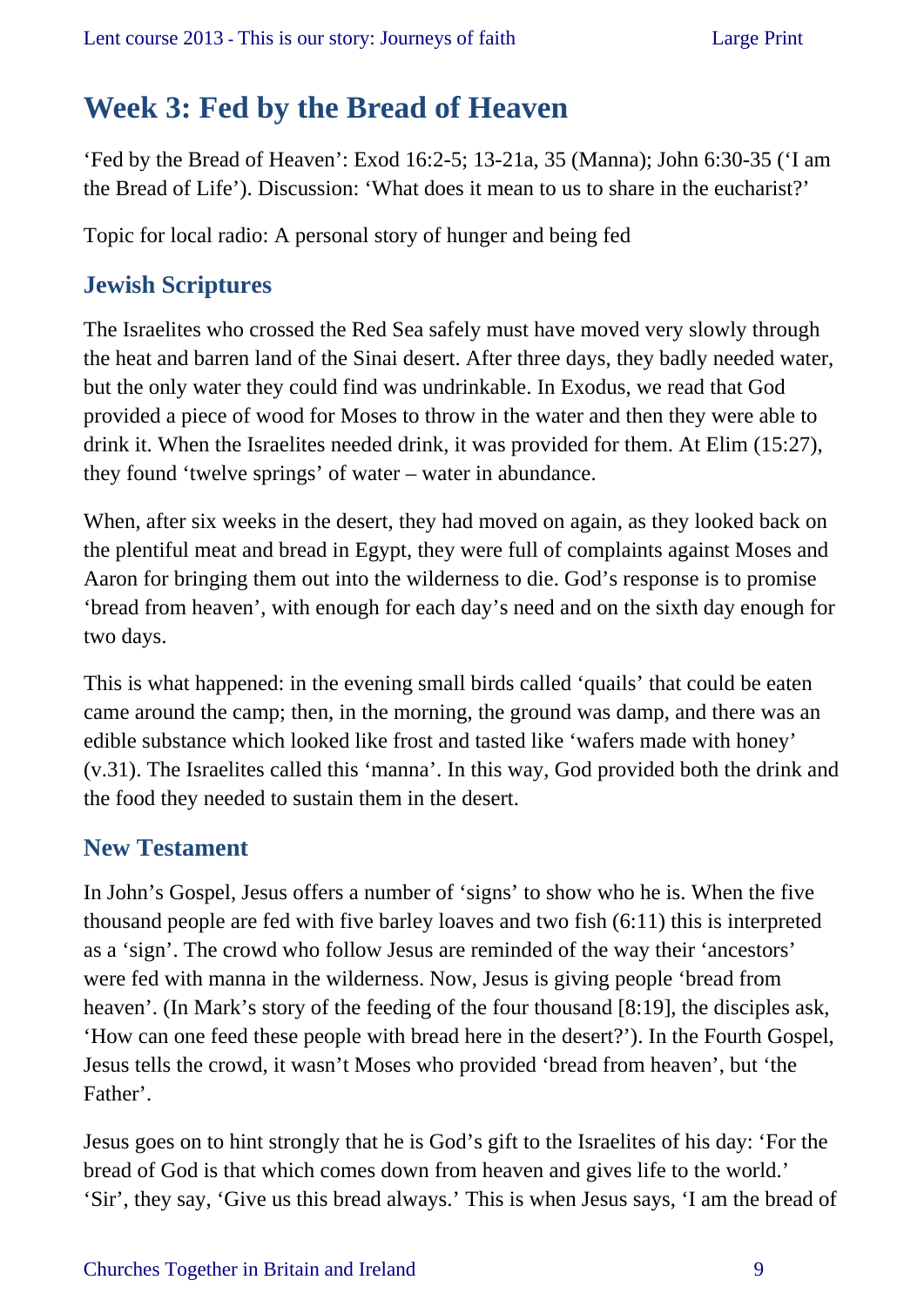# Week 3: Fed by the Bread of Heaven

'Fed by the Bread of Heaven': Exod 16:2-5; 13-21a, 35 (Manna); John 6:30-35 ('I am the Bread of Life'). Discussion: 'What does it mean to us to share in the eucharist?'

Topic for local radio: A personal story of hunger and being fed

## Jewish Scriptures

The Israelites who crossed the Red Sea safely must have moved very slowly through the heat and barren land of the Sinai desert. After three days, they badly needed water, but the only water they could find was undrinkable. In Exodus, we read that God provided a piece of wood for Moses to throw in the water and then they were able to drink it. When the Israelites needed drink, it was provided for them. At Elim (15:27), they found 'twelve springs' of water – water in abundance.

When, after six weeks in the desert, they had moved on again, as they looked back on the plentiful meat and bread in Egypt, they were full of complaints against Moses and Aaron for bringing them out into the wilderness to die. God's response is to promise 'bread from heaven', with enough for each day's need and on the sixth day enough for two days.

This is what happened: in the evening small birds called 'quails' that could be eaten came around the camp; then, in the morning, the ground was damp, and there was an edible substance which looked like frost and tasted like 'wafers made with honey' (v.31). The Israelites called this 'manna'. In this way, God provided both the drink and the food they needed to sustain them in the desert.

## New Testament

In John's Gospel, Jesus offers a number of 'signs' to show who he is. When the five thousand people are fed with five barley loaves and two fish (6:11) this is interpreted as a 'sign'. The crowd who follow Jesus are reminded of the way their 'ancestors' were fed with manna in the wilderness. Now, Jesus is giving people 'bread from heaven'. (In Mark's story of the feeding of the four thousand [8:19], the disciples ask, 'How can one feed these people with bread here in the desert?'). In the Fourth Gospel, Jesus tells the crowd, it wasn't Moses who provided 'bread from heaven', but 'the Father'.

Jesus goes on to hint strongly that he is God's gift to the Israelites of his day: 'For the bread of God is that which comes down from heaven and gives life to the world.' 'Sir', they say, 'Give us this bread always.' This is when Jesus says, 'I am the bread of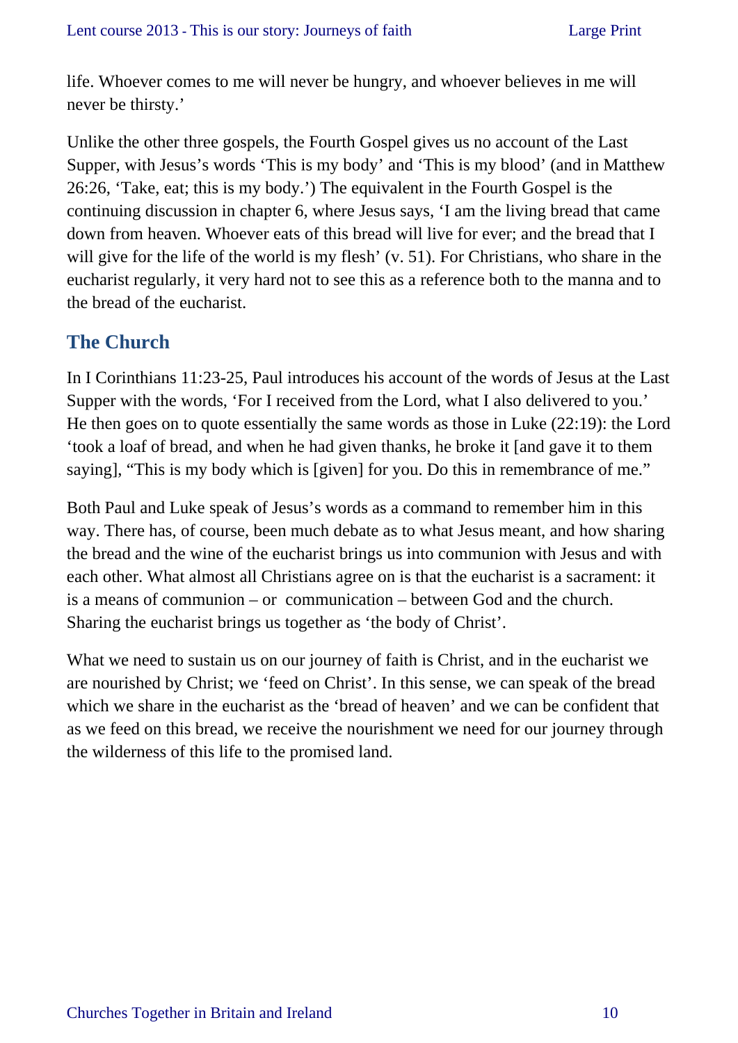life. Whoever comes to me will never be hungry, and whoever believes in me will never be thirsty.'

Unlike the other three gospels, the Fourth Gospel gives us no account of the Last Supper, with Jesus's words 'This is my body' and 'This is my blood' (and in Matthew 26:26, 'Take, eat; this is my body.') The equivalent in the Fourth Gospel is the continuing discussion in chapter 6, where Jesus says, 'I am the living bread that came down from heaven. Whoever eats of this bread will live for ever; and the bread that I will give for the life of the world is my flesh' (v. 51). For Christians, who share in the eucharist regularly, it very hard not to see this as a reference both to the manna and to the bread of the eucharist.

## The Church

In I Corinthians 11:23-25, Paul introduces his account of the words of Jesus at the Last Supper with the words, 'For I received from the Lord, what I also delivered to you.' He then goes on to quote essentially the same words as those in Luke (22:19): the Lord 'took a loaf of bread, and when he had given thanks, he broke it [and gave it to them saying], "This is my body which is [given] for you. Do this in remembrance of me."

Both Paul and Luke speak of Jesus's words as a command to remember him in this way. There has, of course, been much debate as to what Jesus meant, and how sharing the bread and the wine of the eucharist brings us into communion with Jesus and with each other. What almost all Christians agree on is that the eucharist is a sacrament: it is a means of communion – or communication – between God and the church. Sharing the eucharist brings us together as 'the body of Christ'.

What we need to sustain us on our journey of faith is Christ, and in the eucharist we are nourished by Christ; we 'feed on Christ'. In this sense, we can speak of the bread which we share in the eucharist as the 'bread of heaven' and we can be confident that as we feed on this bread, we receive the nourishment we need for our journey through the wilderness of this life to the promised land.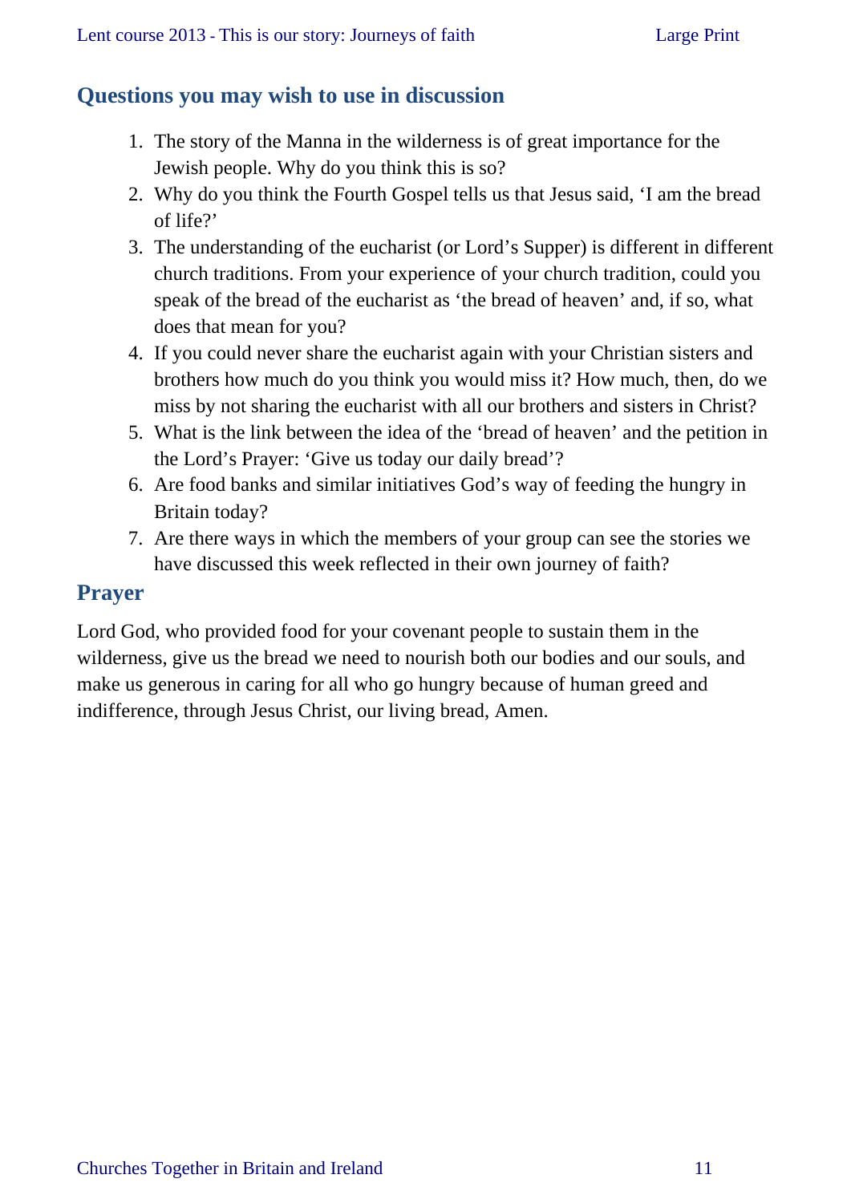## Questions you may wish to use in discussion

1. The story of the Manna in the wilderness is of great importance for the Jewish people. Why do you think this is so?
2. Why do you think the Fourth Gospel tells us that Jesus said, ‘I am the bread of life?’
3. The understanding of the eucharist (or Lord’s Supper) is different in different church traditions. From your experience of your church tradition, could you speak of the bread of the eucharist as ‘the bread of heaven’ and, if so, what does that mean for you?
4. If you could never share the eucharist again with your Christian sisters and brothers how much do you think you would miss it? How much, then, do we miss by not sharing the eucharist with all our brothers and sisters in Christ?
5. What is the link between the idea of the ‘bread of heaven’ and the petition in the Lord’s Prayer: ‘Give us today our daily bread’?
6. Are food banks and similar initiatives God’s way of feeding the hungry in Britain today?
7. Are there ways in which the members of your group can see the stories we have discussed this week reflected in their own journey of faith?

## Prayer

Lord God, who provided food for your covenant people to sustain them in the wilderness, give us the bread we need to nourish both our bodies and our souls, and make us generous in caring for all who go hungry because of human greed and indifference, through Jesus Christ, our living bread, Amen.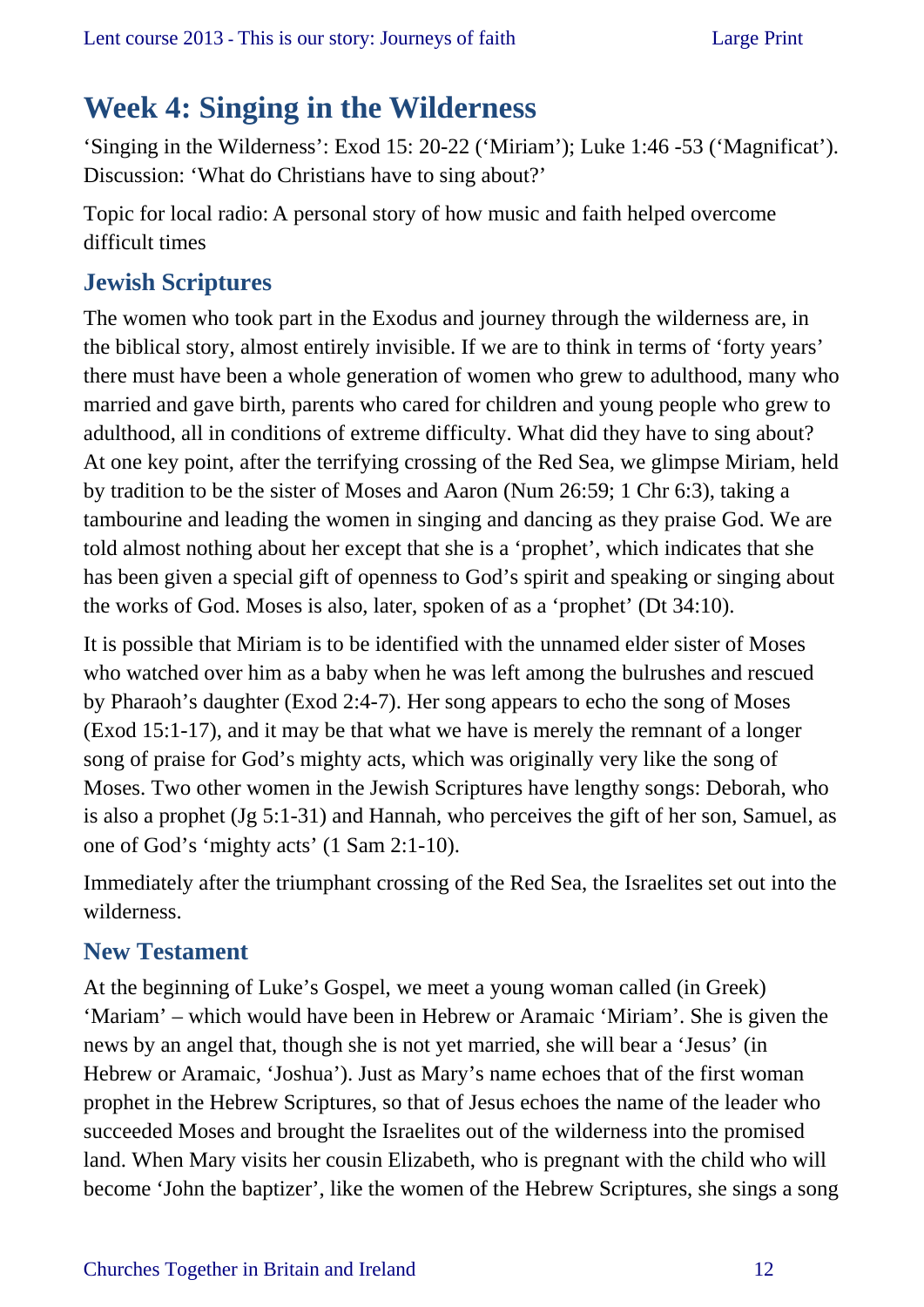# Week 4: Singing in the Wilderness

'Singing in the Wilderness': Exod 15: 20-22 ('Miriam'); Luke 1:46 -53 ('Magnificat'). Discussion: 'What do Christians have to sing about?'

Topic for local radio: A personal story of how music and faith helped overcome difficult times

## Jewish Scriptures

The women who took part in the Exodus and journey through the wilderness are, in the biblical story, almost entirely invisible. If we are to think in terms of 'forty years' there must have been a whole generation of women who grew to adulthood, many who married and gave birth, parents who cared for children and young people who grew to adulthood, all in conditions of extreme difficulty. What did they have to sing about? At one key point, after the terrifying crossing of the Red Sea, we glimpse Miriam, held by tradition to be the sister of Moses and Aaron (Num 26:59; 1 Chr 6:3), taking a tambourine and leading the women in singing and dancing as they praise God. We are told almost nothing about her except that she is a 'prophet', which indicates that she has been given a special gift of openness to God's spirit and speaking or singing about the works of God. Moses is also, later, spoken of as a 'prophet' (Dt 34:10).

It is possible that Miriam is to be identified with the unnamed elder sister of Moses who watched over him as a baby when he was left among the bulrushes and rescued by Pharaoh's daughter (Exod 2:4-7). Her song appears to echo the song of Moses (Exod 15:1-17), and it may be that what we have is merely the remnant of a longer song of praise for God's mighty acts, which was originally very like the song of Moses. Two other women in the Jewish Scriptures have lengthy songs: Deborah, who is also a prophet (Jg 5:1-31) and Hannah, who perceives the gift of her son, Samuel, as one of God's 'mighty acts' (1 Sam 2:1-10).

Immediately after the triumphant crossing of the Red Sea, the Israelites set out into the wilderness.

## New Testament

At the beginning of Luke's Gospel, we meet a young woman called (in Greek) 'Mariam' – which would have been in Hebrew or Aramaic 'Miriam'. She is given the news by an angel that, though she is not yet married, she will bear a 'Jesus' (in Hebrew or Aramaic, 'Joshua'). Just as Mary's name echoes that of the first woman prophet in the Hebrew Scriptures, so that of Jesus echoes the name of the leader who succeeded Moses and brought the Israelites out of the wilderness into the promised land. When Mary visits her cousin Elizabeth, who is pregnant with the child who will become 'John the baptizer', like the women of the Hebrew Scriptures, she sings a song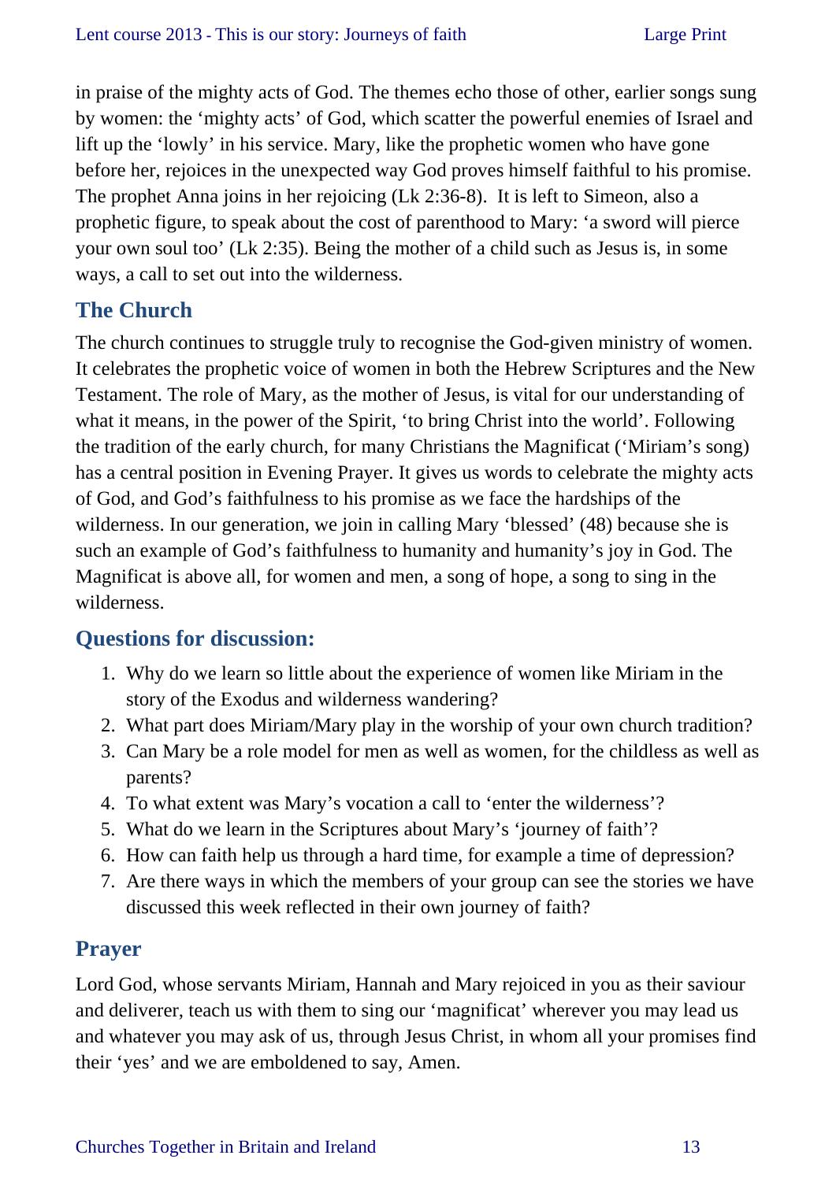in praise of the mighty acts of God. The themes echo those of other, earlier songs sung by women: the 'mighty acts' of God, which scatter the powerful enemies of Israel and lift up the 'lowly' in his service. Mary, like the prophetic women who have gone before her, rejoices in the unexpected way God proves himself faithful to his promise. The prophet Anna joins in her rejoicing (Lk 2:36-8). It is left to Simeon, also a prophetic figure, to speak about the cost of parenthood to Mary: 'a sword will pierce your own soul too' (Lk 2:35). Being the mother of a child such as Jesus is, in some ways, a call to set out into the wilderness.

## The Church

The church continues to struggle truly to recognise the God-given ministry of women. It celebrates the prophetic voice of women in both the Hebrew Scriptures and the New Testament. The role of Mary, as the mother of Jesus, is vital for our understanding of what it means, in the power of the Spirit, 'to bring Christ into the world'. Following the tradition of the early church, for many Christians the Magnificat ('Miriam's song) has a central position in Evening Prayer. It gives us words to celebrate the mighty acts of God, and God's faithfulness to his promise as we face the hardships of the wilderness. In our generation, we join in calling Mary 'blessed' (48) because she is such an example of God's faithfulness to humanity and humanity's joy in God. The Magnificat is above all, for women and men, a song of hope, a song to sing in the wilderness.

## Questions for discussion:

1. Why do we learn so little about the experience of women like Miriam in the story of the Exodus and wilderness wandering?
2. What part does Miriam/Mary play in the worship of your own church tradition?
3. Can Mary be a role model for men as well as women, for the childless as well as parents?
4. To what extent was Mary's vocation a call to 'enter the wilderness'?
5. What do we learn in the Scriptures about Mary's 'journey of faith'?
6. How can faith help us through a hard time, for example a time of depression?
7. Are there ways in which the members of your group can see the stories we have discussed this week reflected in their own journey of faith?

## Prayer

Lord God, whose servants Miriam, Hannah and Mary rejoiced in you as their saviour and deliverer, teach us with them to sing our 'magnificat' wherever you may lead us and whatever you may ask of us, through Jesus Christ, in whom all your promises find their 'yes' and we are emboldened to say, Amen.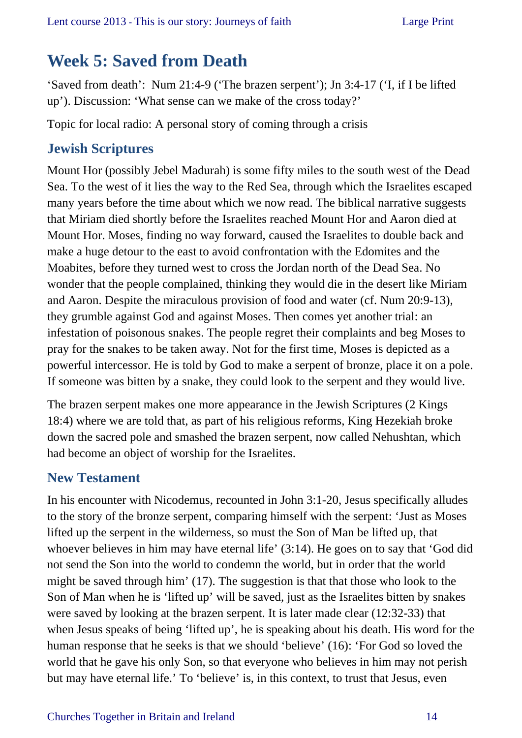# Week 5: Saved from Death

'Saved from death': Num 21:4-9 ('The brazen serpent'); Jn 3:4-17 ('I, if I be lifted up'). Discussion: 'What sense can we make of the cross today?'

Topic for local radio: A personal story of coming through a crisis

## Jewish Scriptures

Mount Hor (possibly Jebel Madurah) is some fifty miles to the south west of the Dead Sea. To the west of it lies the way to the Red Sea, through which the Israelites escaped many years before the time about which we now read. The biblical narrative suggests that Miriam died shortly before the Israelites reached Mount Hor and Aaron died at Mount Hor. Moses, finding no way forward, caused the Israelites to double back and make a huge detour to the east to avoid confrontation with the Edomites and the Moabites, before they turned west to cross the Jordan north of the Dead Sea. No wonder that the people complained, thinking they would die in the desert like Miriam and Aaron. Despite the miraculous provision of food and water (cf. Num 20:9-13), they grumble against God and against Moses. Then comes yet another trial: an infestation of poisonous snakes. The people regret their complaints and beg Moses to pray for the snakes to be taken away. Not for the first time, Moses is depicted as a powerful intercessor. He is told by God to make a serpent of bronze, place it on a pole. If someone was bitten by a snake, they could look to the serpent and they would live.

The brazen serpent makes one more appearance in the Jewish Scriptures (2 Kings 18:4) where we are told that, as part of his religious reforms, King Hezekiah broke down the sacred pole and smashed the brazen serpent, now called Nehushtan, which had become an object of worship for the Israelites.

## New Testament

In his encounter with Nicodemus, recounted in John 3:1-20, Jesus specifically alludes to the story of the bronze serpent, comparing himself with the serpent: 'Just as Moses lifted up the serpent in the wilderness, so must the Son of Man be lifted up, that whoever believes in him may have eternal life' (3:14). He goes on to say that 'God did not send the Son into the world to condemn the world, but in order that the world might be saved through him' (17). The suggestion is that that those who look to the Son of Man when he is 'lifted up' will be saved, just as the Israelites bitten by snakes were saved by looking at the brazen serpent. It is later made clear (12:32-33) that when Jesus speaks of being 'lifted up', he is speaking about his death. His word for the human response that he seeks is that we should 'believe' (16): 'For God so loved the world that he gave his only Son, so that everyone who believes in him may not perish but may have eternal life.' To 'believe' is, in this context, to trust that Jesus, even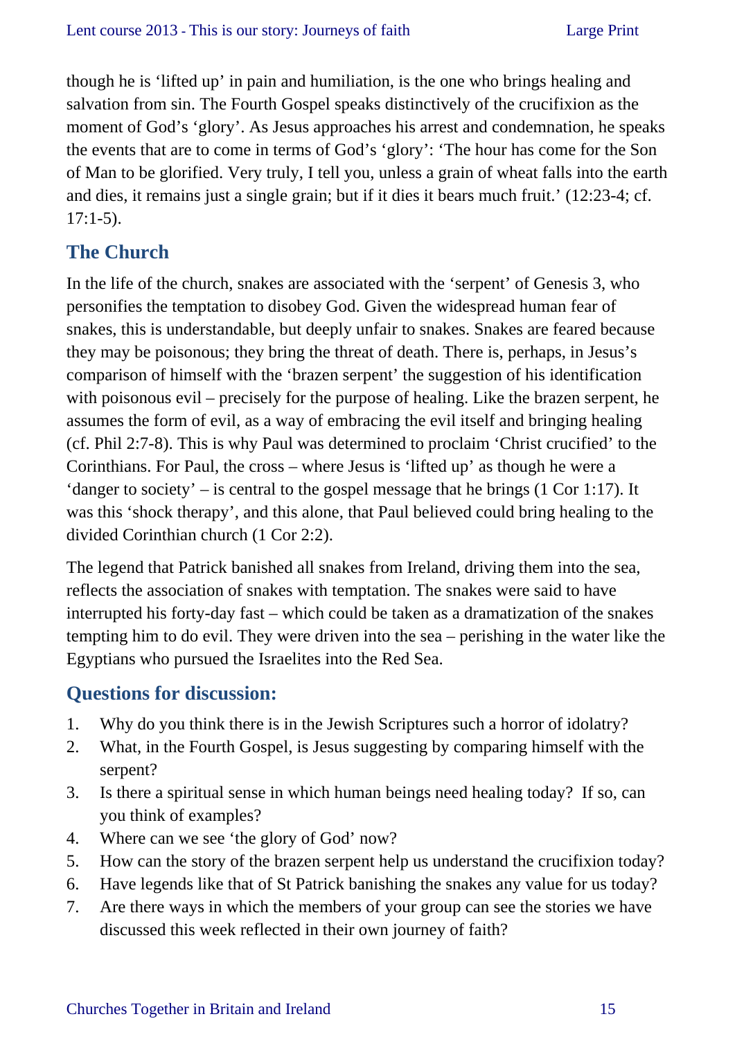though he is 'lifted up' in pain and humiliation, is the one who brings healing and salvation from sin. The Fourth Gospel speaks distinctively of the crucifixion as the moment of God's 'glory'. As Jesus approaches his arrest and condemnation, he speaks the events that are to come in terms of God's 'glory': 'The hour has come for the Son of Man to be glorified. Very truly, I tell you, unless a grain of wheat falls into the earth and dies, it remains just a single grain; but if it dies it bears much fruit.' (12:23-4; cf. 17:1-5).

## The Church

In the life of the church, snakes are associated with the 'serpent' of Genesis 3, who personifies the temptation to disobey God. Given the widespread human fear of snakes, this is understandable, but deeply unfair to snakes. Snakes are feared because they may be poisonous; they bring the threat of death. There is, perhaps, in Jesus's comparison of himself with the 'brazen serpent' the suggestion of his identification with poisonous evil – precisely for the purpose of healing. Like the brazen serpent, he assumes the form of evil, as a way of embracing the evil itself and bringing healing (cf. Phil 2:7-8). This is why Paul was determined to proclaim 'Christ crucified' to the Corinthians. For Paul, the cross – where Jesus is 'lifted up' as though he were a 'danger to society' – is central to the gospel message that he brings (1 Cor 1:17). It was this 'shock therapy', and this alone, that Paul believed could bring healing to the divided Corinthian church (1 Cor 2:2).

The legend that Patrick banished all snakes from Ireland, driving them into the sea, reflects the association of snakes with temptation. The snakes were said to have interrupted his forty-day fast – which could be taken as a dramatization of the snakes tempting him to do evil. They were driven into the sea – perishing in the water like the Egyptians who pursued the Israelites into the Red Sea.

## Questions for discussion:

1. Why do you think there is in the Jewish Scriptures such a horror of idolatry?
2. What, in the Fourth Gospel, is Jesus suggesting by comparing himself with the serpent?
3. Is there a spiritual sense in which human beings need healing today? If so, can you think of examples?
4. Where can we see 'the glory of God' now?
5. How can the story of the brazen serpent help us understand the crucifixion today?
6. Have legends like that of St Patrick banishing the snakes any value for us today?
7. Are there ways in which the members of your group can see the stories we have discussed this week reflected in their own journey of faith?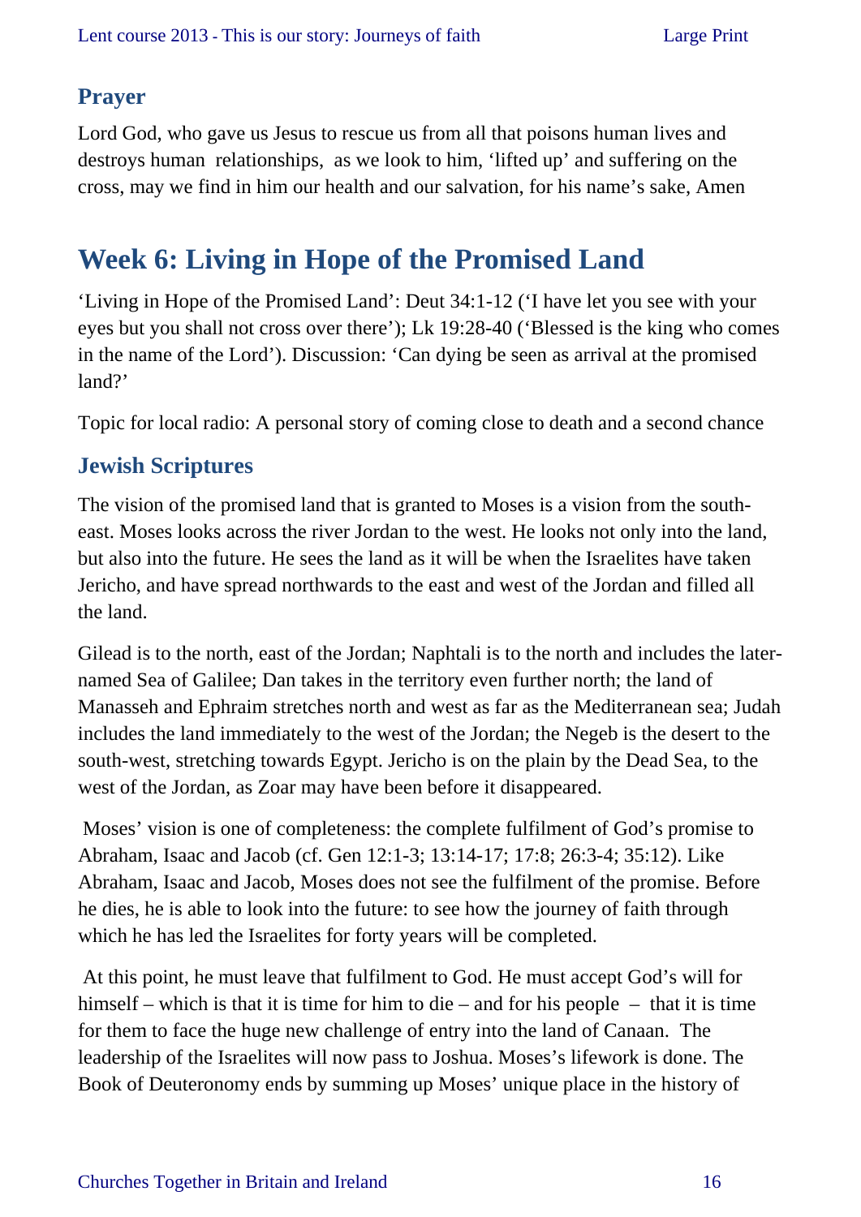## Prayer

Lord God, who gave us Jesus to rescue us from all that poisons human lives and destroys human relationships, as we look to him, 'lifted up' and suffering on the cross, may we find in him our health and our salvation, for his name's sake, Amen

# Week 6: Living in Hope of the Promised Land

'Living in Hope of the Promised Land': Deut 34:1-12 ('I have let you see with your eyes but you shall not cross over there'); Lk 19:28-40 ('Blessed is the king who comes in the name of the Lord'). Discussion: 'Can dying be seen as arrival at the promised land?'

Topic for local radio: A personal story of coming close to death and a second chance

## Jewish Scriptures

The vision of the promised land that is granted to Moses is a vision from the south-east. Moses looks across the river Jordan to the west. He looks not only into the land, but also into the future. He sees the land as it will be when the Israelites have taken Jericho, and have spread northwards to the east and west of the Jordan and filled all the land.

Gilead is to the north, east of the Jordan; Naphtali is to the north and includes the later-named Sea of Galilee; Dan takes in the territory even further north; the land of Manasseh and Ephraim stretches north and west as far as the Mediterranean sea; Judah includes the land immediately to the west of the Jordan; the Negeb is the desert to the south-west, stretching towards Egypt. Jericho is on the plain by the Dead Sea, to the west of the Jordan, as Zoar may have been before it disappeared.

Moses' vision is one of completeness: the complete fulfilment of God's promise to Abraham, Isaac and Jacob (cf. Gen 12:1-3; 13:14-17; 17:8; 26:3-4; 35:12). Like Abraham, Isaac and Jacob, Moses does not see the fulfilment of the promise. Before he dies, he is able to look into the future: to see how the journey of faith through which he has led the Israelites for forty years will be completed.

At this point, he must leave that fulfilment to God. He must accept God's will for himself – which is that it is time for him to die – and for his people – that it is time for them to face the huge new challenge of entry into the land of Canaan. The leadership of the Israelites will now pass to Joshua. Moses's lifework is done. The Book of Deuteronomy ends by summing up Moses' unique place in the history of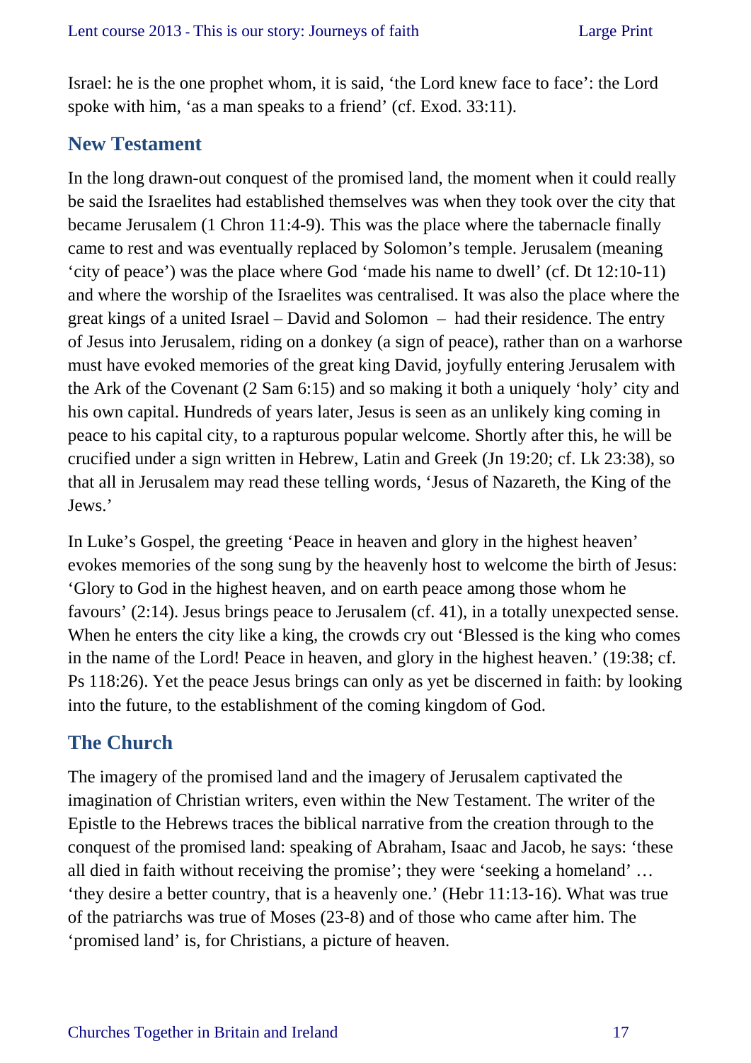Israel: he is the one prophet whom, it is said, 'the Lord knew face to face': the Lord spoke with him, 'as a man speaks to a friend' (cf. Exod. 33:11).

## New Testament

In the long drawn-out conquest of the promised land, the moment when it could really be said the Israelites had established themselves was when they took over the city that became Jerusalem (1 Chron 11:4-9). This was the place where the tabernacle finally came to rest and was eventually replaced by Solomon's temple. Jerusalem (meaning 'city of peace') was the place where God 'made his name to dwell' (cf. Dt 12:10-11) and where the worship of the Israelites was centralised. It was also the place where the great kings of a united Israel – David and Solomon – had their residence. The entry of Jesus into Jerusalem, riding on a donkey (a sign of peace), rather than on a warhorse must have evoked memories of the great king David, joyfully entering Jerusalem with the Ark of the Covenant (2 Sam 6:15) and so making it both a uniquely 'holy' city and his own capital. Hundreds of years later, Jesus is seen as an unlikely king coming in peace to his capital city, to a rapturous popular welcome. Shortly after this, he will be crucified under a sign written in Hebrew, Latin and Greek (Jn 19:20; cf. Lk 23:38), so that all in Jerusalem may read these telling words, 'Jesus of Nazareth, the King of the Jews.'

In Luke's Gospel, the greeting 'Peace in heaven and glory in the highest heaven' evokes memories of the song sung by the heavenly host to welcome the birth of Jesus: 'Glory to God in the highest heaven, and on earth peace among those whom he favours' (2:14). Jesus brings peace to Jerusalem (cf. 41), in a totally unexpected sense. When he enters the city like a king, the crowds cry out 'Blessed is the king who comes in the name of the Lord! Peace in heaven, and glory in the highest heaven.' (19:38; cf. Ps 118:26). Yet the peace Jesus brings can only as yet be discerned in faith: by looking into the future, to the establishment of the coming kingdom of God.

## The Church

The imagery of the promised land and the imagery of Jerusalem captivated the imagination of Christian writers, even within the New Testament. The writer of the Epistle to the Hebrews traces the biblical narrative from the creation through to the conquest of the promised land: speaking of Abraham, Isaac and Jacob, he says: 'these all died in faith without receiving the promise'; they were 'seeking a homeland' … 'they desire a better country, that is a heavenly one.' (Hebr 11:13-16). What was true of the patriarchs was true of Moses (23-8) and of those who came after him. The 'promised land' is, for Christians, a picture of heaven.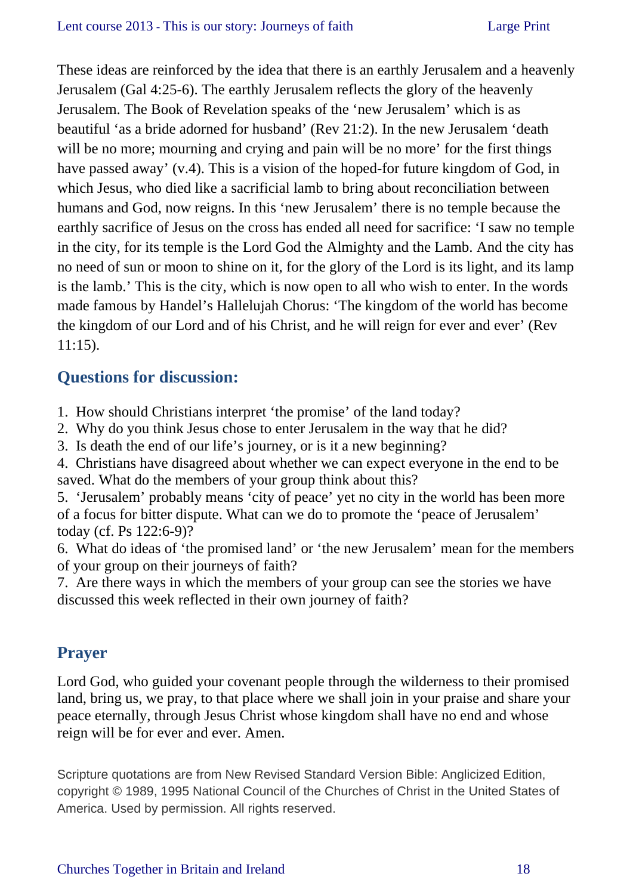These ideas are reinforced by the idea that there is an earthly Jerusalem and a heavenly Jerusalem (Gal 4:25-6). The earthly Jerusalem reflects the glory of the heavenly Jerusalem. The Book of Revelation speaks of the 'new Jerusalem' which is as beautiful 'as a bride adorned for husband' (Rev 21:2). In the new Jerusalem 'death will be no more; mourning and crying and pain will be no more' for the first things have passed away' (v.4). This is a vision of the hoped-for future kingdom of God, in which Jesus, who died like a sacrificial lamb to bring about reconciliation between humans and God, now reigns. In this 'new Jerusalem' there is no temple because the earthly sacrifice of Jesus on the cross has ended all need for sacrifice: 'I saw no temple in the city, for its temple is the Lord God the Almighty and the Lamb. And the city has no need of sun or moon to shine on it, for the glory of the Lord is its light, and its lamp is the lamb.' This is the city, which is now open to all who wish to enter. In the words made famous by Handel's Hallelujah Chorus: 'The kingdom of the world has become the kingdom of our Lord and of his Christ, and he will reign for ever and ever' (Rev 11:15).

## Questions for discussion:

1. How should Christians interpret 'the promise' of the land today?
2. Why do you think Jesus chose to enter Jerusalem in the way that he did?
3. Is death the end of our life's journey, or is it a new beginning?
4. Christians have disagreed about whether we can expect everyone in the end to be saved. What do the members of your group think about this?
5. 'Jerusalem' probably means 'city of peace' yet no city in the world has been more of a focus for bitter dispute. What can we do to promote the 'peace of Jerusalem' today (cf. Ps 122:6-9)?
6. What do ideas of 'the promised land' or 'the new Jerusalem' mean for the members of your group on their journeys of faith?
7. Are there ways in which the members of your group can see the stories we have discussed this week reflected in their own journey of faith?

## Prayer

Lord God, who guided your covenant people through the wilderness to their promised land, bring us, we pray, to that place where we shall join in your praise and share your peace eternally, through Jesus Christ whose kingdom shall have no end and whose reign will be for ever and ever. Amen.

Scripture quotations are from New Revised Standard Version Bible: Anglicized Edition, copyright © 1989, 1995 National Council of the Churches of Christ in the United States of America. Used by permission. All rights reserved.